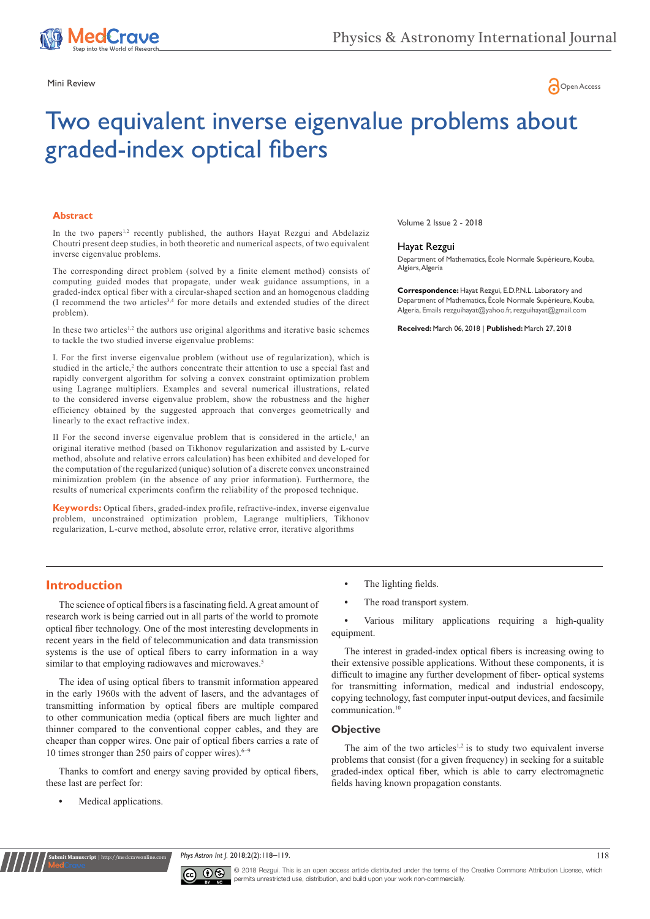Mini Review

Open Access

# Two equivalent inverse eigenvalue problems about graded-index optical fibers

## Abstract

In the two papers[1,2] recently published, the authors Hayat Rezgui and Abdelaziz Choutri present deep studies, in both theoretic and numerical aspects, of two equivalent inverse eigenvalue problems.

The corresponding direct problem (solved by a finite element method) consists of computing guided modes that propagate, under weak guidance assumptions, in a graded-index optical fiber with a circular-shaped section and an homogenous cladding (I recommend the two articles[3,4] for more details and extended studies of the direct problem).

In these two articles[1,2] the authors use original algorithms and iterative basic schemes to tackle the two studied inverse eigenvalue problems:

I. For the first inverse eigenvalue problem (without use of regularization), which is studied in the article,[2] the authors concentrate their attention to use a special fast and rapidly convergent algorithm for solving a convex constraint optimization problem using Lagrange multipliers. Examples and several numerical illustrations, related to the considered inverse eigenvalue problem, show the robustness and the higher efficiency obtained by the suggested approach that converges geometrically and linearly to the exact refractive index.

II For the second inverse eigenvalue problem that is considered in the article,[1] an original iterative method (based on Tikhonov regularization and assisted by L-curve method, absolute and relative errors calculation) has been exhibited and developed for the computation of the regularized (unique) solution of a discrete convex unconstrained minimization problem (in the absence of any prior information). Furthermore, the results of numerical experiments confirm the reliability of the proposed technique.

**Keywords:** Optical fibers, graded-index profile, refractive-index, inverse eigenvalue problem, unconstrained optimization problem, Lagrange multipliers, Tikhonov regularization, L-curve method, absolute error, relative error, iterative algorithms

Volume 2 Issue 2 - 2018

Hayat Rezgui

Department of Mathematics, École Normale Supérieure, Kouba, Algiers, Algeria

**Correspondence:** Hayat Rezgui, E.D.P.N.L. Laboratory and Department of Mathematics, École Normale Supérieure, Kouba, Algeria, Emails rezguihayat@yahoo.fr, rezguihayat@gmail.com

**Received:** March 06, 2018 | **Published:** March 27, 2018

## Introduction

The science of optical fibers is a fascinating field. A great amount of research work is being carried out in all parts of the world to promote optical fiber technology. One of the most interesting developments in recent years in the field of telecommunication and data transmission systems is the use of optical fibers to carry information in a way similar to that employing radiowaves and microwaves.[5]

The idea of using optical fibers to transmit information appeared in the early 1960s with the advent of lasers, and the advantages of transmitting information by optical fibers are multiple compared to other communication media (optical fibers are much lighter and thinner compared to the conventional copper cables, and they are cheaper than copper wires. One pair of optical fibers carries a rate of 10 times stronger than 250 pairs of copper wires).[6–9]

Thanks to comfort and energy saving provided by optical fibers, these last are perfect for:

- Medical applications.
- The lighting fields.
- The road transport system.
- Various military applications requiring a high-quality equipment.

The interest in graded-index optical fibers is increasing owing to their extensive possible applications. Without these components, it is difficult to imagine any further development of fiber- optical systems for transmitting information, medical and industrial endoscopy, copying technology, fast computer input-output devices, and facsimile communication.[10]

### Objective

The aim of the two articles[1,2] is to study two equivalent inverse problems that consist (for a given frequency) in seeking for a suitable graded-index optical fiber, which is able to carry electromagnetic fields having known propagation constants.

© 2018 Rezgui. This is an open access article distributed under the terms of the Creative Commons Attribution License, which permits unrestricted use, distribution, and build upon your work non-commercially.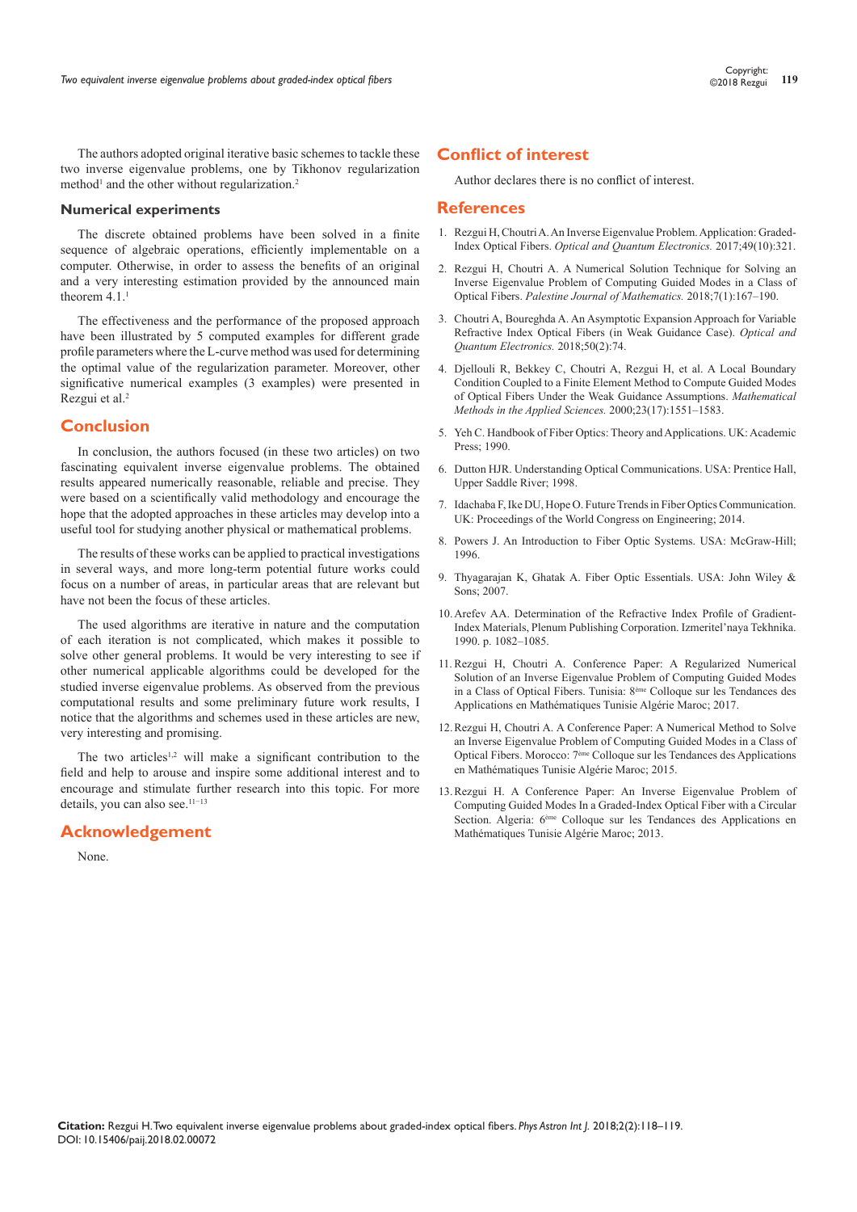The authors adopted original iterative basic schemes to tackle these two inverse eigenvalue problems, one by Tikhonov regularization method[1] and the other without regularization.[2]

### Numerical experiments

The discrete obtained problems have been solved in a finite sequence of algebraic operations, efficiently implementable on a computer. Otherwise, in order to assess the benefits of an original and a very interesting estimation provided by the announced main theorem 4.1.[1]

The effectiveness and the performance of the proposed approach have been illustrated by 5 computed examples for different grade profile parameters where the L-curve method was used for determining the optimal value of the regularization parameter. Moreover, other significative numerical examples (3 examples) were presented in Rezgui et al.[2]

## Conclusion

In conclusion, the authors focused (in these two articles) on two fascinating equivalent inverse eigenvalue problems. The obtained results appeared numerically reasonable, reliable and precise. They were based on a scientifically valid methodology and encourage the hope that the adopted approaches in these articles may develop into a useful tool for studying another physical or mathematical problems.

The results of these works can be applied to practical investigations in several ways, and more long-term potential future works could focus on a number of areas, in particular areas that are relevant but have not been the focus of these articles.

The used algorithms are iterative in nature and the computation of each iteration is not complicated, which makes it possible to solve other general problems. It would be very interesting to see if other numerical applicable algorithms could be developed for the studied inverse eigenvalue problems. As observed from the previous computational results and some preliminary future work results, I notice that the algorithms and schemes used in these articles are new, very interesting and promising.

The two articles[1,2] will make a significant contribution to the field and help to arouse and inspire some additional interest and to encourage and stimulate further research into this topic. For more details, you can also see.[11–13]

## Acknowledgement

None.

## Conflict of interest

Author declares there is no conflict of interest.

## References

1. Rezgui H, Choutri A. An Inverse Eigenvalue Problem. Application: Graded-Index Optical Fibers. *Optical and Quantum Electronics.* 2017;49(10):321.
2. Rezgui H, Choutri A. A Numerical Solution Technique for Solving an Inverse Eigenvalue Problem of Computing Guided Modes in a Class of Optical Fibers. *Palestine Journal of Mathematics.* 2018;7(1):167–190.
3. Choutri A, Boureghda A. An Asymptotic Expansion Approach for Variable Refractive Index Optical Fibers (in Weak Guidance Case). *Optical and Quantum Electronics.* 2018;50(2):74.
4. Djellouli R, Bekkey C, Choutri A, Rezgui H, et al. A Local Boundary Condition Coupled to a Finite Element Method to Compute Guided Modes of Optical Fibers Under the Weak Guidance Assumptions. *Mathematical Methods in the Applied Sciences.* 2000;23(17):1551–1583.
5. Yeh C. Handbook of Fiber Optics: Theory and Applications. UK: Academic Press; 1990.
6. Dutton HJR. Understanding Optical Communications. USA: Prentice Hall, Upper Saddle River; 1998.
7. Idachaba F, Ike DU, Hope O. Future Trends in Fiber Optics Communication. UK: Proceedings of the World Congress on Engineering; 2014.
8. Powers J. An Introduction to Fiber Optic Systems. USA: McGraw-Hill; 1996.
9. Thyagarajan K, Ghatak A. Fiber Optic Essentials. USA: John Wiley & Sons; 2007.
10. Arefev AA. Determination of the Refractive Index Profile of Gradient-Index Materials, Plenum Publishing Corporation. Izmeritel'naya Tekhnika. 1990. p. 1082–1085.
11. Rezgui H, Choutri A. Conference Paper: A Regularized Numerical Solution of an Inverse Eigenvalue Problem of Computing Guided Modes in a Class of Optical Fibers. Tunisia: 8ème Colloque sur les Tendances des Applications en Mathématiques Tunisie Algérie Maroc; 2017.
12. Rezgui H, Choutri A. A Conference Paper: A Numerical Method to Solve an Inverse Eigenvalue Problem of Computing Guided Modes in a Class of Optical Fibers. Morocco: 7ème Colloque sur les Tendances des Applications en Mathématiques Tunisie Algérie Maroc; 2015.
13. Rezgui H. A Conference Paper: An Inverse Eigenvalue Problem of Computing Guided Modes In a Graded-Index Optical Fiber with a Circular Section. Algeria: 6ème Colloque sur les Tendances des Applications en Mathématiques Tunisie Algérie Maroc; 2013.